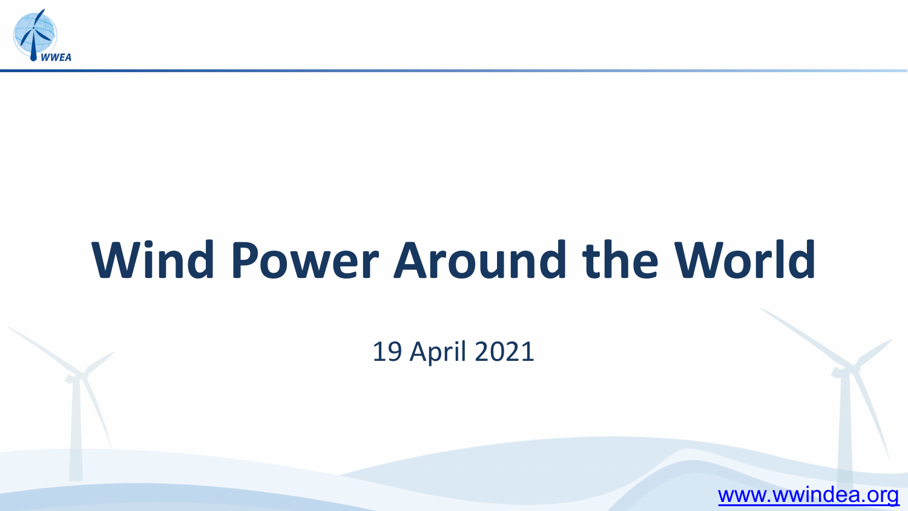WWEA

# Wind Power Around the World

19 April 2021

www.wwindea.org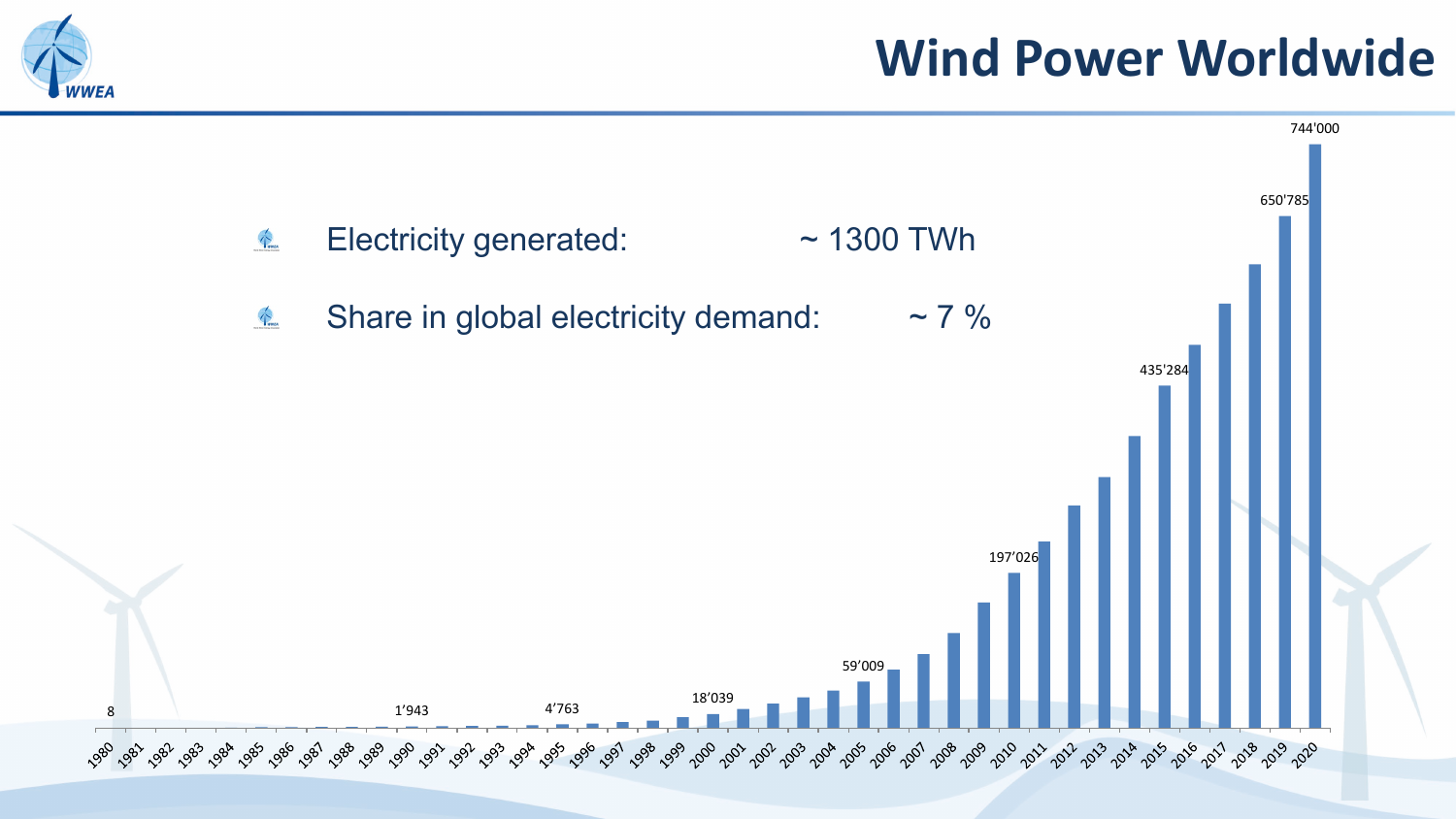# Wind Power Worldwide

- Electricity generated: ~ 1300 TWh
- Share in global electricity demand: ~ 7 %

| Year | Value |
|---|---|
| 1980 | 8 |
| 1990 | 1'943 |
| 1995 | 4'763 |
| 2000 | 18'039 |
| 2005 | 59'009 |
| 2010 | 197'026 |
| 2015 | 435'284 |
| 2019 | 650'785 |
| 2020 | 744'000 |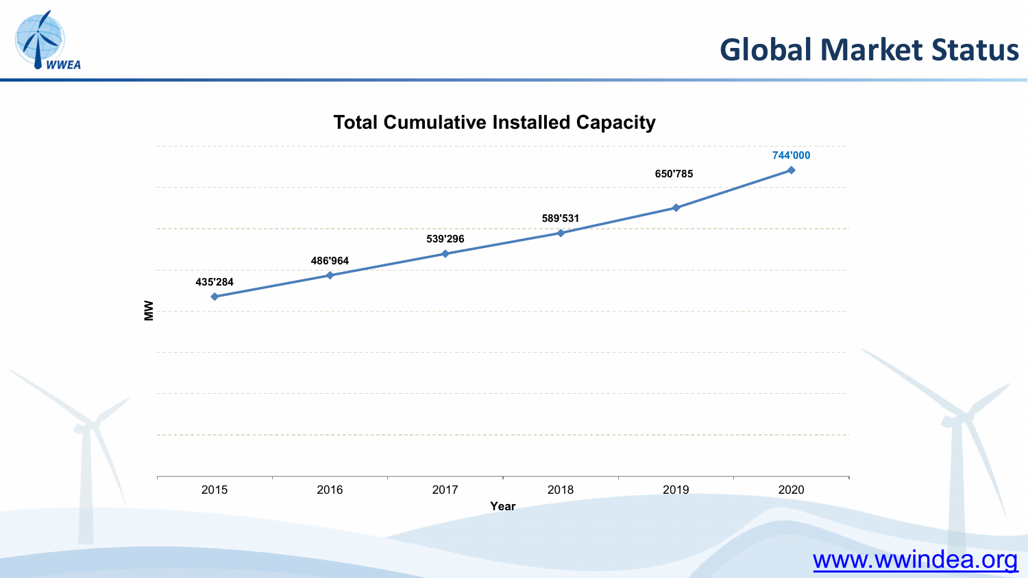# Global Market Status

## Total Cumulative Installed Capacity

| Year | MW |
| --- | --- |
| 2015 | 435'284 |
| 2016 | 486'964 |
| 2017 | 539'296 |
| 2018 | 589'531 |
| 2019 | 650'785 |
| 2020 | 744'000 |

www.wwindea.org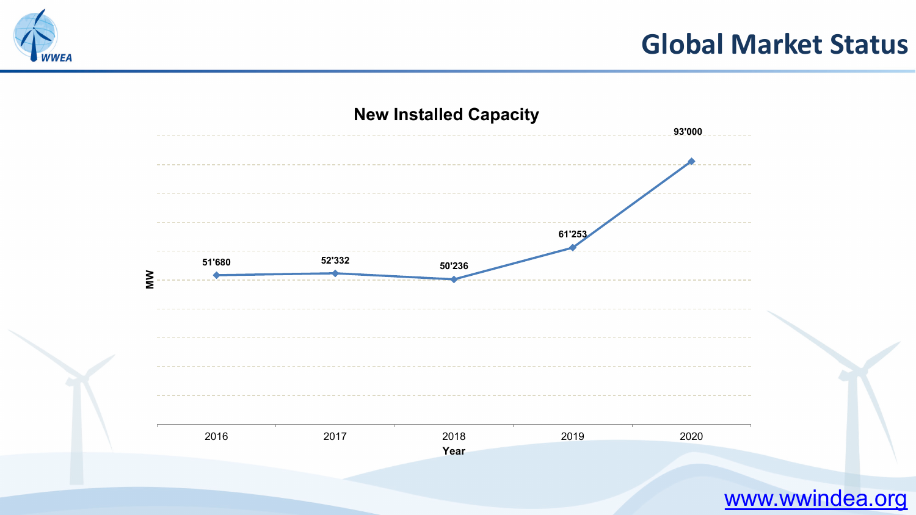# Global Market Status

## New Installed Capacity

| Year | MW |
|---|---|
| 2016 | 51'680 |
| 2017 | 52'332 |
| 2018 | 50'236 |
| 2019 | 61'253 |
| 2020 | 93'000 |

www.wwindea.org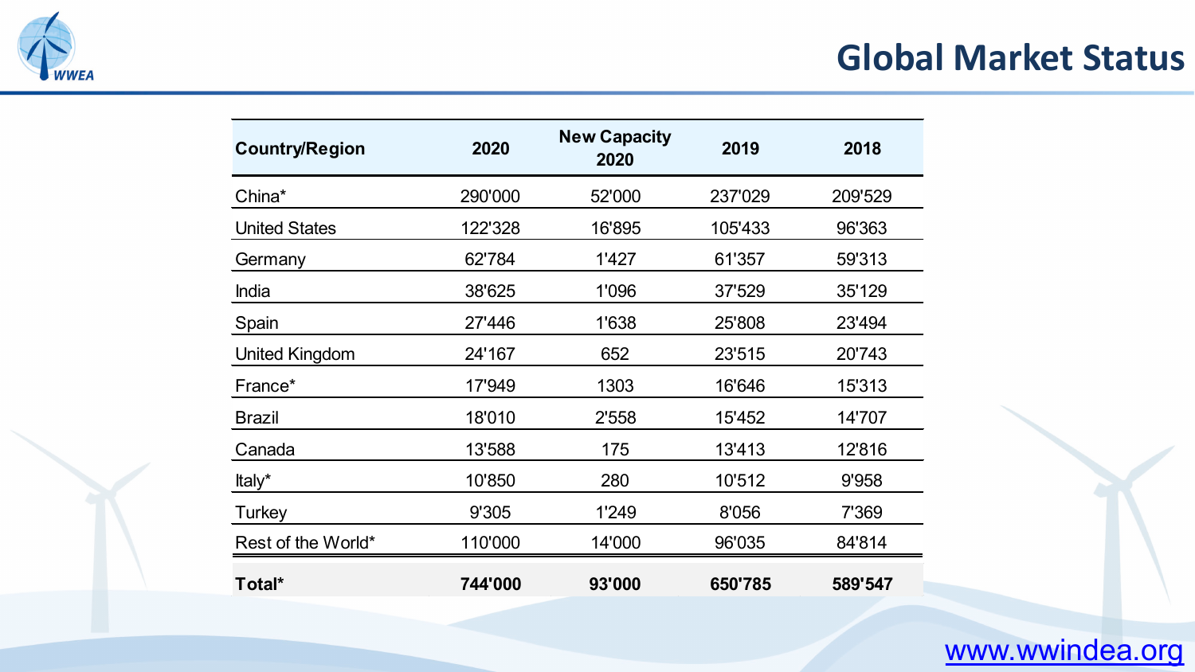# Global Market Status

| Country/Region | 2020 | New Capacity 2020 | 2019 | 2018 |
|---|---|---|---|---|
| China* | 290'000 | 52'000 | 237'029 | 209'529 |
| United States | 122'328 | 16'895 | 105'433 | 96'363 |
| Germany | 62'784 | 1'427 | 61'357 | 59'313 |
| India | 38'625 | 1'096 | 37'529 | 35'129 |
| Spain | 27'446 | 1'638 | 25'808 | 23'494 |
| United Kingdom | 24'167 | 652 | 23'515 | 20'743 |
| France* | 17'949 | 1303 | 16'646 | 15'313 |
| Brazil | 18'010 | 2'558 | 15'452 | 14'707 |
| Canada | 13'588 | 175 | 13'413 | 12'816 |
| Italy* | 10'850 | 280 | 10'512 | 9'958 |
| Turkey | 9'305 | 1'249 | 8'056 | 7'369 |
| Rest of the World* | 110'000 | 14'000 | 96'035 | 84'814 |
| **Total*** | **744'000** | **93'000** | **650'785** | **589'547** |

www.wwindea.org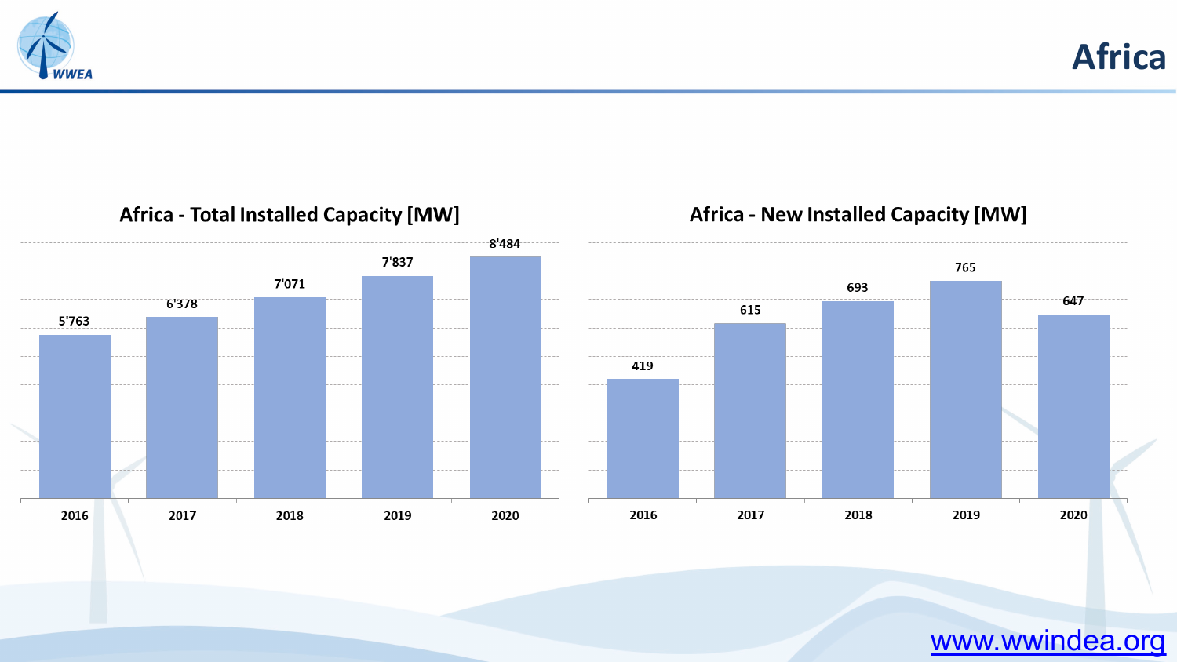# Africa

## Africa - Total Installed Capacity [MW]

| Year | Total Installed Capacity [MW] |
|---|---|
| 2016 | 5'763 |
| 2017 | 6'378 |
| 2018 | 7'071 |
| 2019 | 7'837 |
| 2020 | 8'484 |

## Africa - New Installed Capacity [MW]

| Year | New Installed Capacity [MW] |
|---|---|
| 2016 | 419 |
| 2017 | 615 |
| 2018 | 693 |
| 2019 | 765 |
| 2020 | 647 |

www.wwindea.org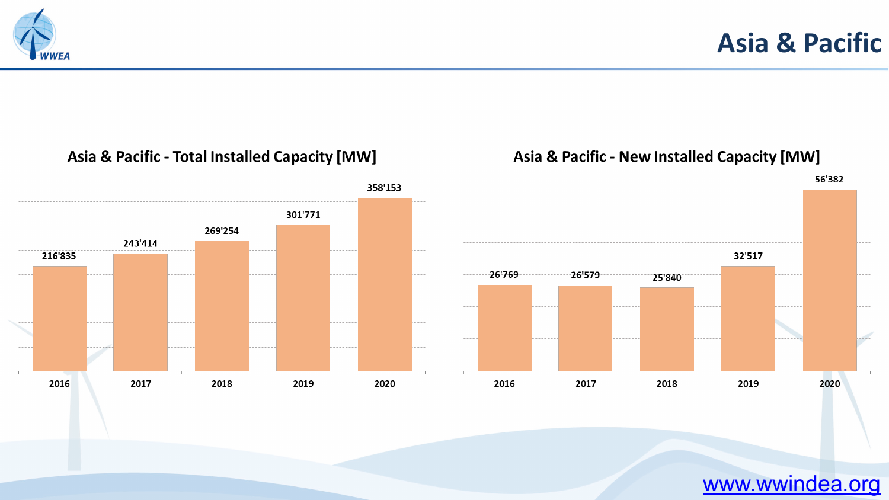# Asia & Pacific

## Asia & Pacific - Total Installed Capacity [MW]

| Year | Total Installed Capacity [MW] |
|---|---|
| 2016 | 216'835 |
| 2017 | 243'414 |
| 2018 | 269'254 |
| 2019 | 301'771 |
| 2020 | 358'153 |

## Asia & Pacific - New Installed Capacity [MW]

| Year | New Installed Capacity [MW] |
|---|---|
| 2016 | 26'769 |
| 2017 | 26'579 |
| 2018 | 25'840 |
| 2019 | 32'517 |
| 2020 | 56'382 |

www.wwindea.org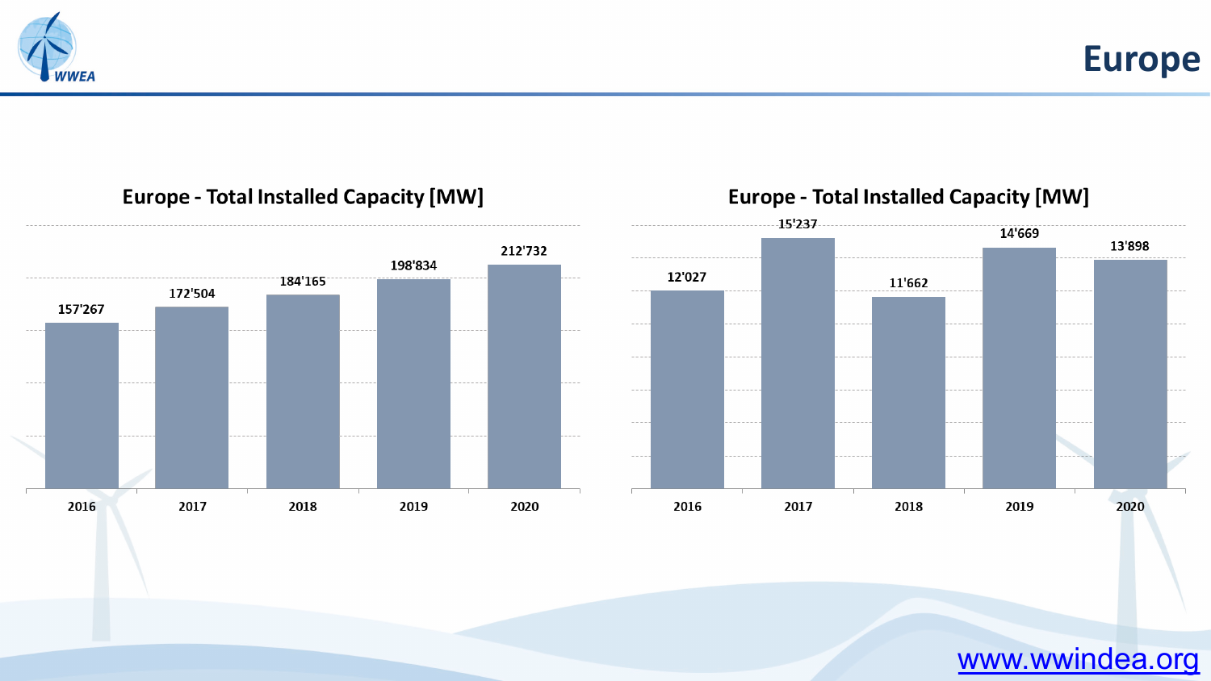# Europe

## Europe - Total Installed Capacity [MW]

| Year | Capacity [MW] |
| --- | --- |
| 2016 | 157'267 |
| 2017 | 172'504 |
| 2018 | 184'165 |
| 2019 | 198'834 |
| 2020 | 212'732 |

## Europe - Total Installed Capacity [MW]

| Year | Capacity [MW] |
| --- | --- |
| 2016 | 12'027 |
| 2017 | 15'237 |
| 2018 | 11'662 |
| 2019 | 14'669 |
| 2020 | 13'898 |

www.wwindea.org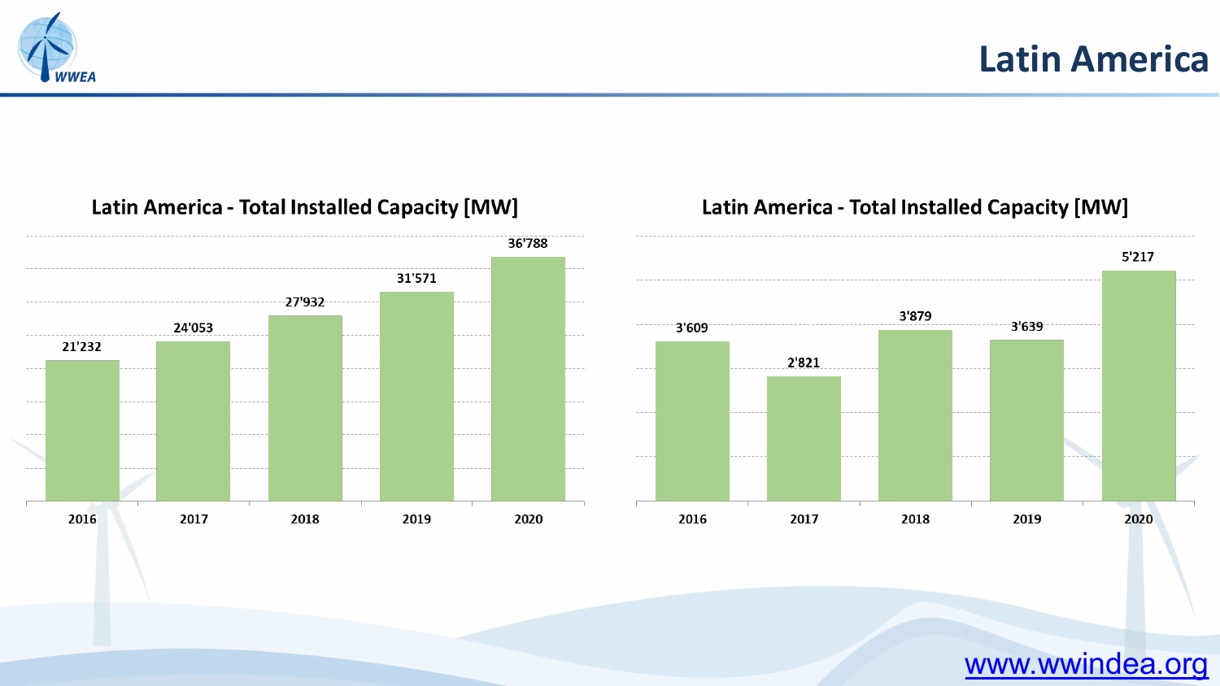# Latin America

**Latin America - Total Installed Capacity [MW]**

| Year | MW |
|---|---|
| 2016 | 21'232 |
| 2017 | 24'053 |
| 2018 | 27'932 |
| 2019 | 31'571 |
| 2020 | 36'788 |

**Latin America - Total Installed Capacity [MW]**

| Year | MW |
|---|---|
| 2016 | 3'609 |
| 2017 | 2'821 |
| 2018 | 3'879 |
| 2019 | 3'639 |
| 2020 | 5'217 |

www.wwindea.org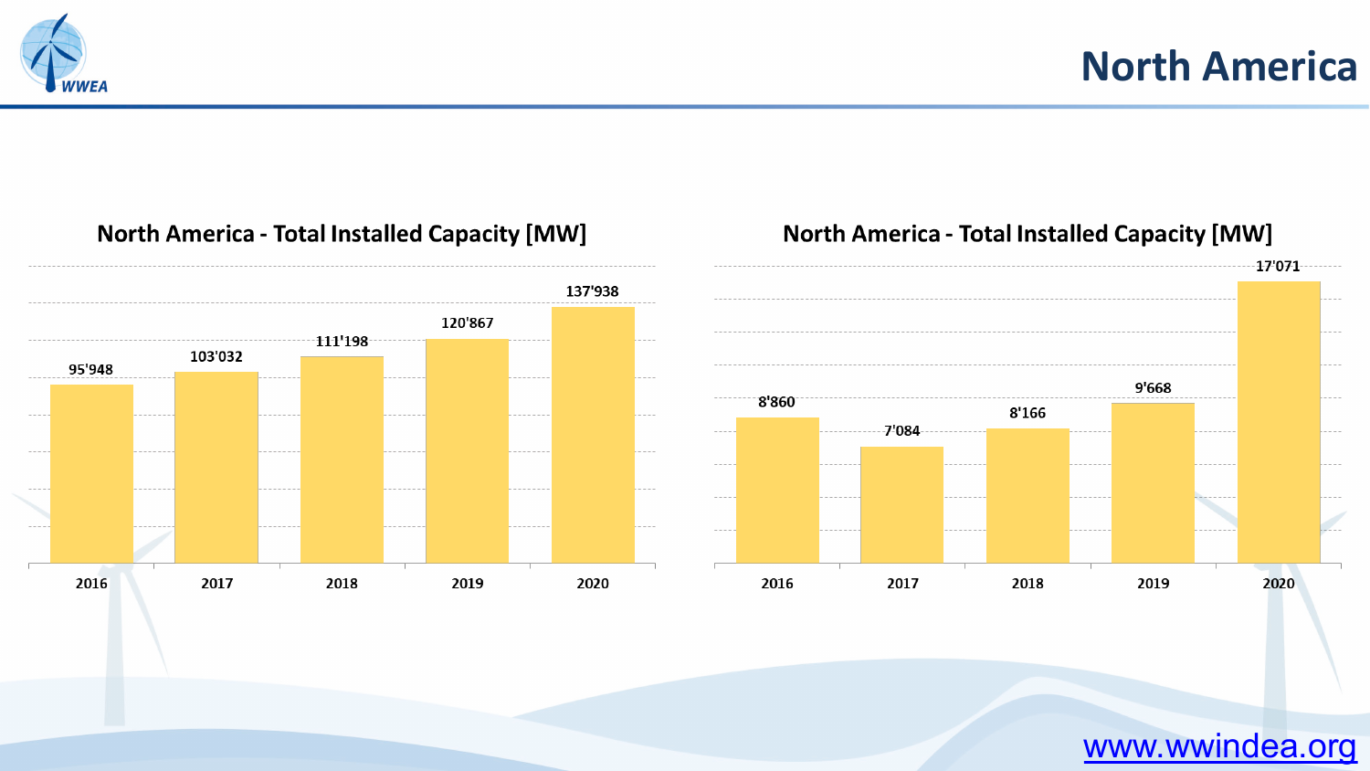# North America

## North America - Total Installed Capacity [MW]

| 2016 | 2017 | 2018 | 2019 | 2020 |
|---|---|---|---|---|
| 95'948 | 103'032 | 111'198 | 120'867 | 137'938 |

## North America - Total Installed Capacity [MW]

| 2016 | 2017 | 2018 | 2019 | 2020 |
|---|---|---|---|---|
| 8'860 | 7'084 | 8'166 | 9'668 | 17'071 |

www.wwindea.org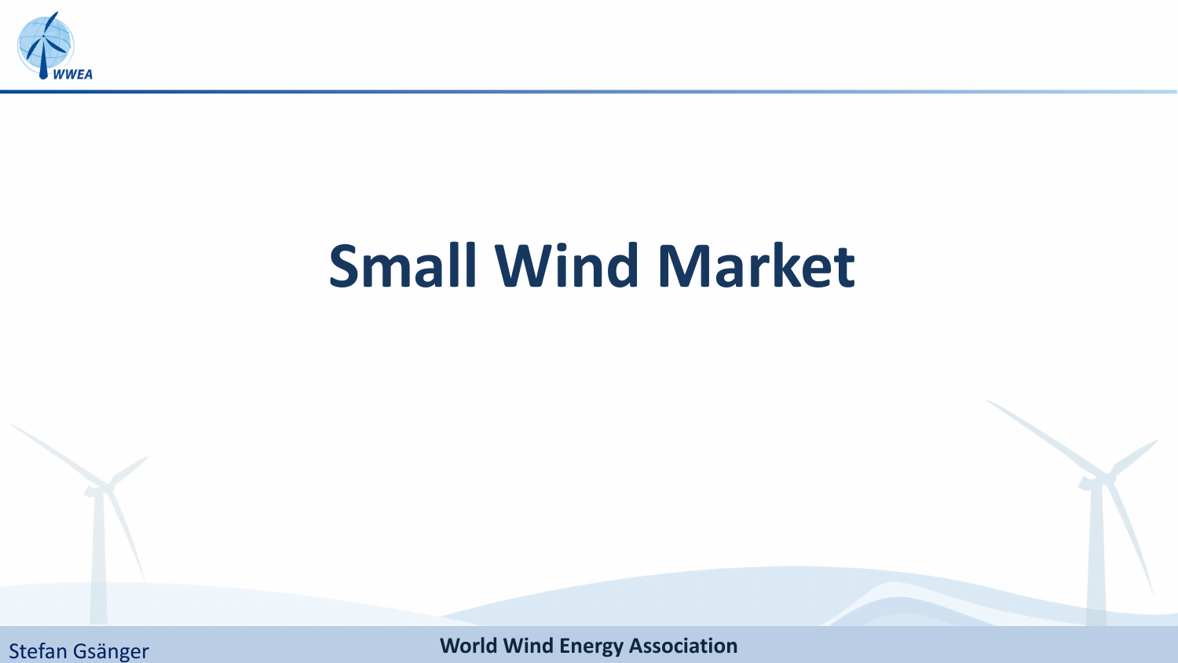# Small Wind Market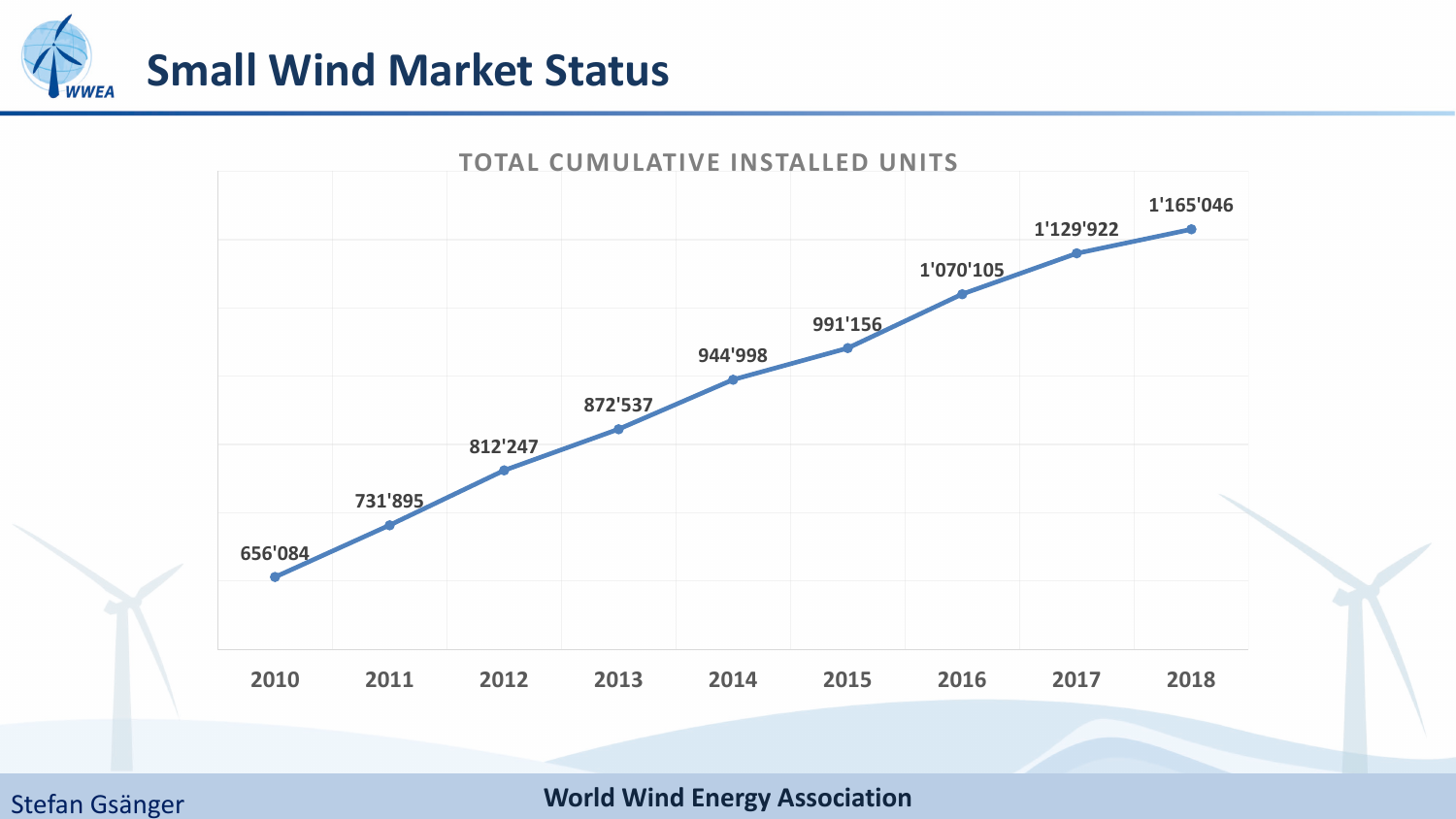# Small Wind Market Status

**TOTAL CUMULATIVE INSTALLED UNITS**

| Year | Units |
| --- | --- |
| 2010 | 656'084 |
| 2011 | 731'895 |
| 2012 | 812'247 |
| 2013 | 872'537 |
| 2014 | 944'998 |
| 2015 | 991'156 |
| 2016 | 1'070'105 |
| 2017 | 1'129'922 |
| 2018 | 1'165'046 |

Stefan Gsänger

**World Wind Energy Association**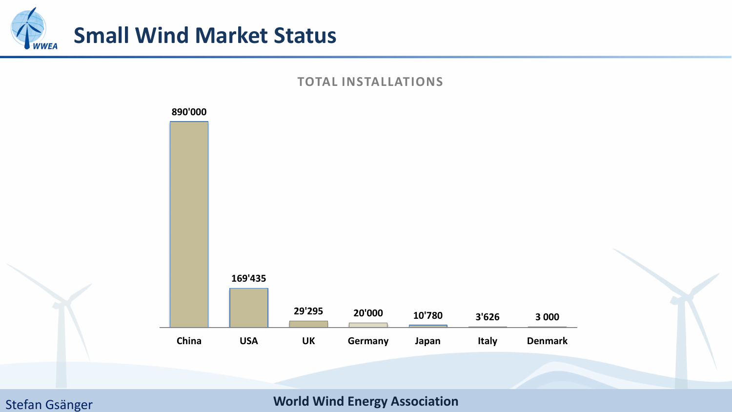# Small Wind Market Status

## TOTAL INSTALLATIONS

| Country | Total Installations |
| --- | --- |
| China | 890'000 |
| USA | 169'435 |
| UK | 29'295 |
| Germany | 20'000 |
| Japan | 10'780 |
| Italy | 3'626 |
| Denmark | 3 000 |

Stefan Gsänger

World Wind Energy Association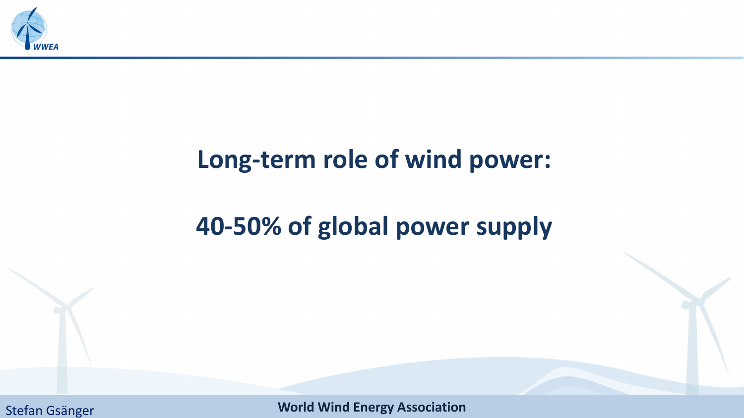# Long-term role of wind power:

# 40-50% of global power supply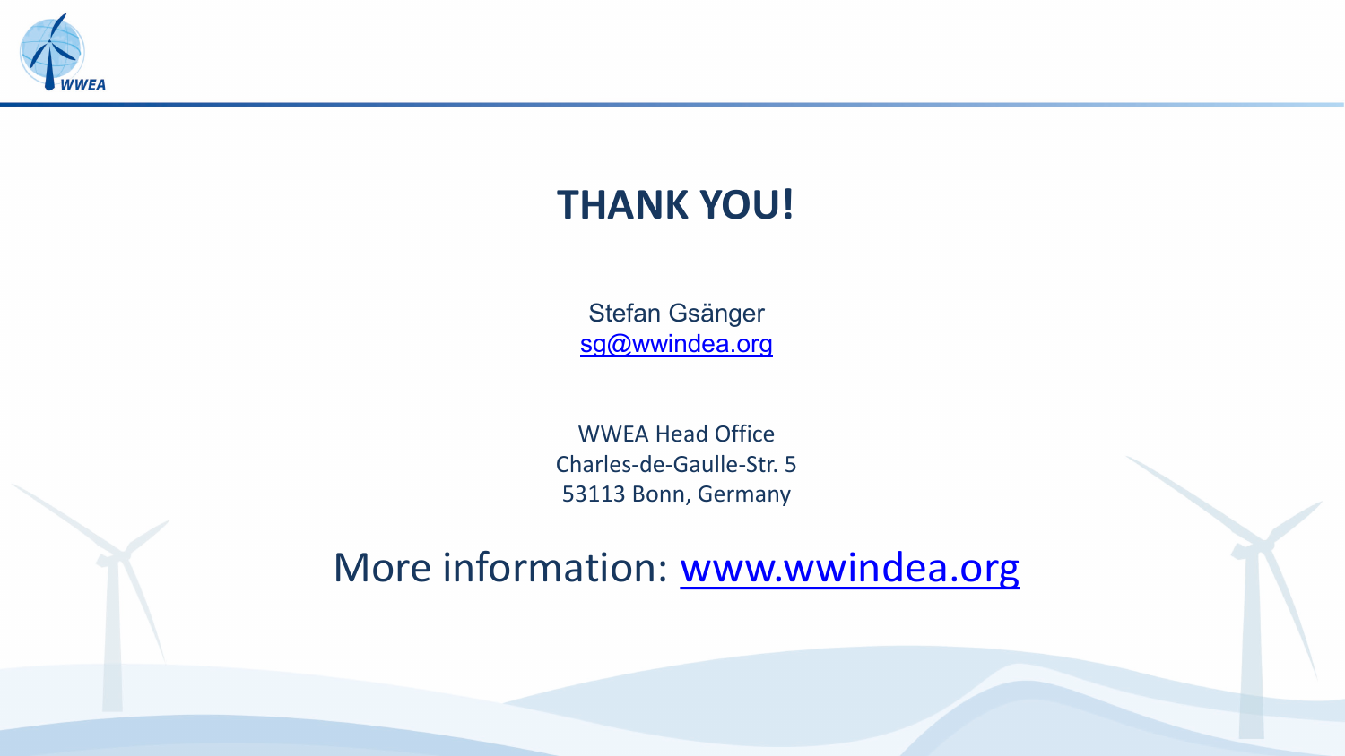# THANK YOU!

Stefan Gsänger
sg@wwindea.org

WWEA Head Office
Charles-de-Gaulle-Str. 5
53113 Bonn, Germany

More information: www.wwindea.org